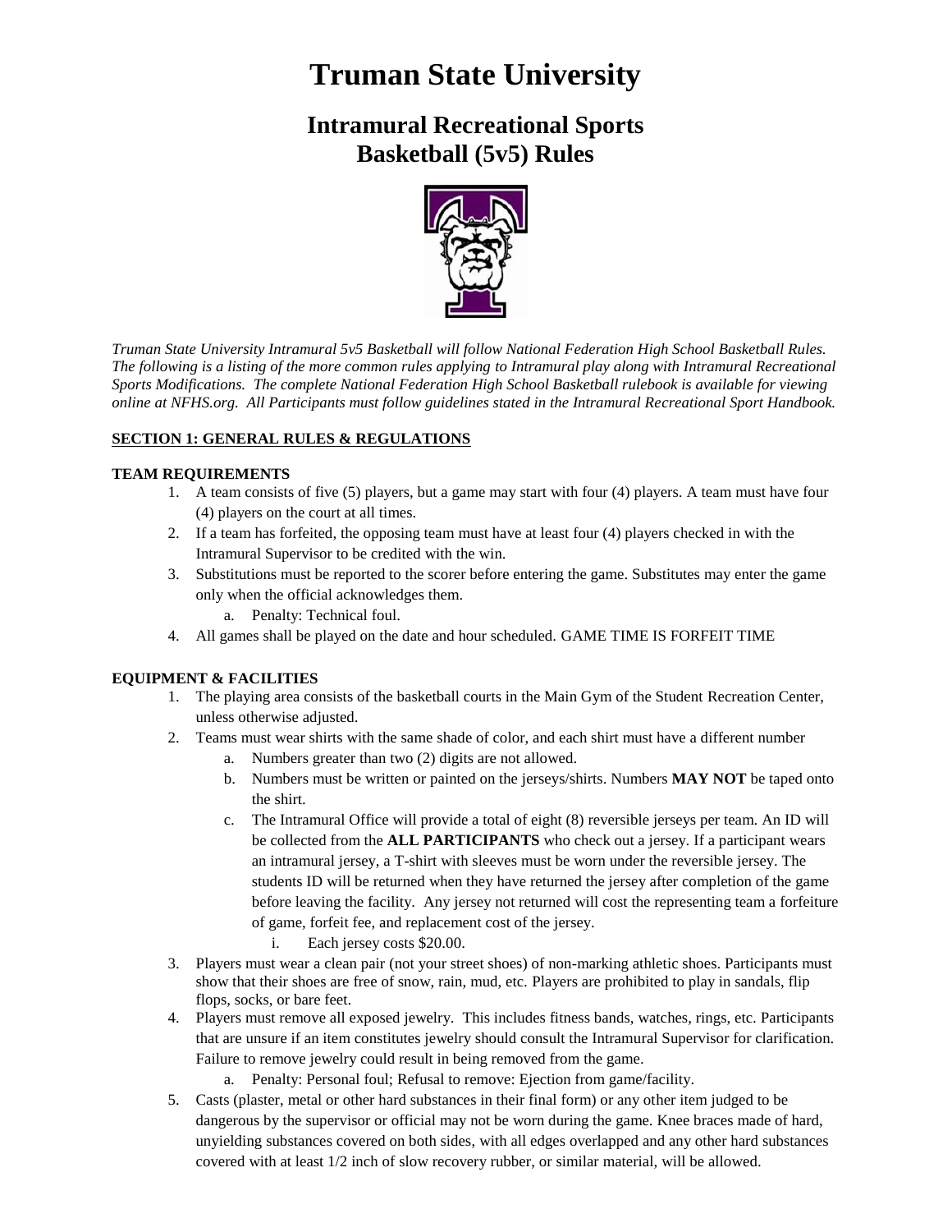# Truman State University

## Intramural Recreational Sports
## Basketball (5v5) Rules

*Truman State University Intramural 5v5 Basketball will follow National Federation High School Basketball Rules. The following is a listing of the more common rules applying to Intramural play along with Intramural Recreational Sports Modifications. The complete National Federation High School Basketball rulebook is available for viewing online at NFHS.org. All Participants must follow guidelines stated in the Intramural Recreational Sport Handbook.*

### SECTION 1: GENERAL RULES & REGULATIONS

#### TEAM REQUIREMENTS

1. A team consists of five (5) players, but a game may start with four (4) players. A team must have four (4) players on the court at all times.
2. If a team has forfeited, the opposing team must have at least four (4) players checked in with the Intramural Supervisor to be credited with the win.
3. Substitutions must be reported to the scorer before entering the game. Substitutes may enter the game only when the official acknowledges them.
   a. Penalty: Technical foul.
4. All games shall be played on the date and hour scheduled. GAME TIME IS FORFEIT TIME

#### EQUIPMENT & FACILITIES

1. The playing area consists of the basketball courts in the Main Gym of the Student Recreation Center, unless otherwise adjusted.
2. Teams must wear shirts with the same shade of color, and each shirt must have a different number
   a. Numbers greater than two (2) digits are not allowed.
   b. Numbers must be written or painted on the jerseys/shirts. Numbers **MAY NOT** be taped onto the shirt.
   c. The Intramural Office will provide a total of eight (8) reversible jerseys per team. An ID will be collected from the **ALL PARTICIPANTS** who check out a jersey. If a participant wears an intramural jersey, a T-shirt with sleeves must be worn under the reversible jersey. The students ID will be returned when they have returned the jersey after completion of the game before leaving the facility. Any jersey not returned will cost the representing team a forfeiture of game, forfeit fee, and replacement cost of the jersey.
      i. Each jersey costs $20.00.
3. Players must wear a clean pair (not your street shoes) of non-marking athletic shoes. Participants must show that their shoes are free of snow, rain, mud, etc. Players are prohibited to play in sandals, flip flops, socks, or bare feet.
4. Players must remove all exposed jewelry. This includes fitness bands, watches, rings, etc. Participants that are unsure if an item constitutes jewelry should consult the Intramural Supervisor for clarification. Failure to remove jewelry could result in being removed from the game.
   a. Penalty: Personal foul; Refusal to remove: Ejection from game/facility.
5. Casts (plaster, metal or other hard substances in their final form) or any other item judged to be dangerous by the supervisor or official may not be worn during the game. Knee braces made of hard, unyielding substances covered on both sides, with all edges overlapped and any other hard substances covered with at least 1/2 inch of slow recovery rubber, or similar material, will be allowed.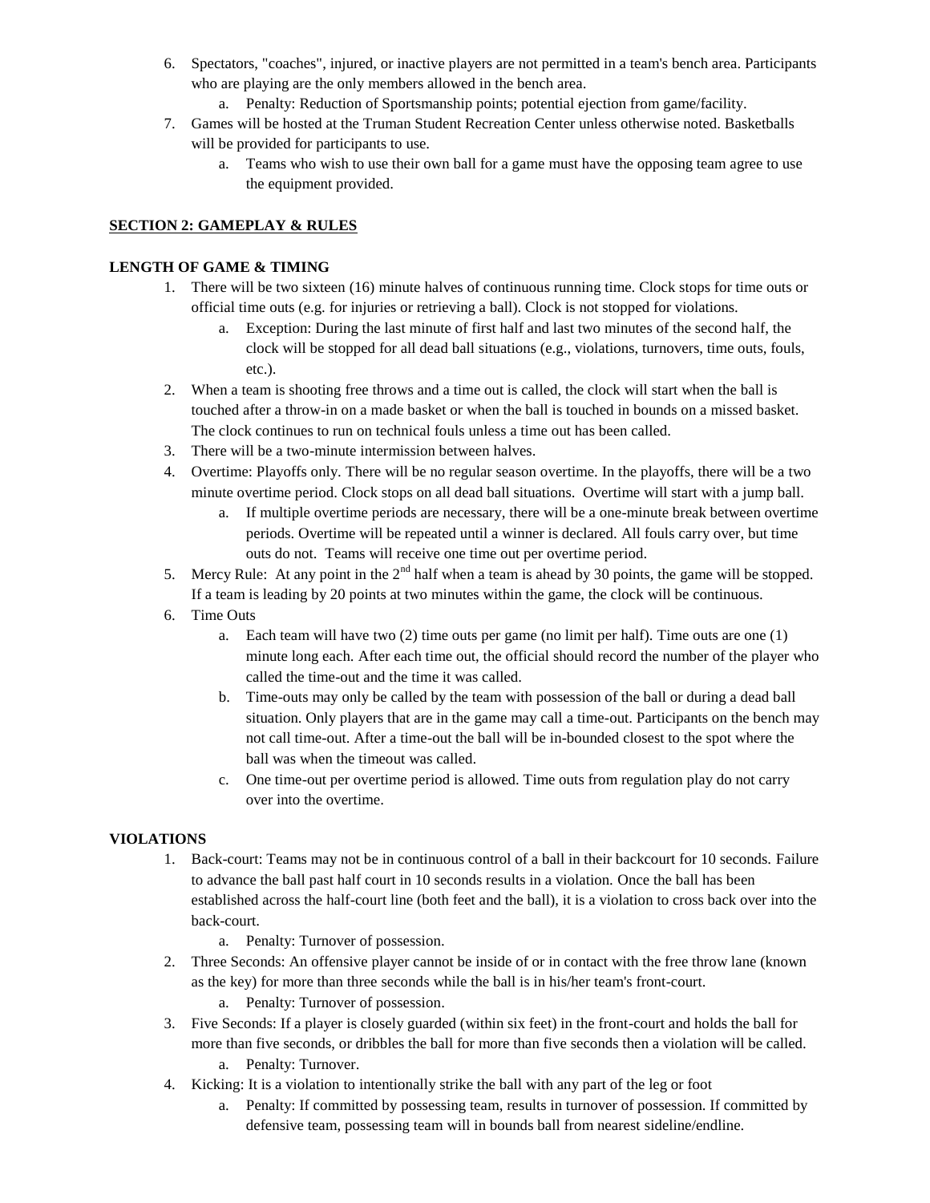6. Spectators, "coaches", injured, or inactive players are not permitted in a team's bench area. Participants who are playing are the only members allowed in the bench area.
    a. Penalty: Reduction of Sportsmanship points; potential ejection from game/facility.
7. Games will be hosted at the Truman Student Recreation Center unless otherwise noted. Basketballs will be provided for participants to use.
    a. Teams who wish to use their own ball for a game must have the opposing team agree to use the equipment provided.

## SECTION 2: GAMEPLAY & RULES

### LENGTH OF GAME & TIMING

1. There will be two sixteen (16) minute halves of continuous running time. Clock stops for time outs or official time outs (e.g. for injuries or retrieving a ball). Clock is not stopped for violations.
    a. Exception: During the last minute of first half and last two minutes of the second half, the clock will be stopped for all dead ball situations (e.g., violations, turnovers, time outs, fouls, etc.).
2. When a team is shooting free throws and a time out is called, the clock will start when the ball is touched after a throw-in on a made basket or when the ball is touched in bounds on a missed basket. The clock continues to run on technical fouls unless a time out has been called.
3. There will be a two-minute intermission between halves.
4. Overtime: Playoffs only. There will be no regular season overtime. In the playoffs, there will be a two minute overtime period. Clock stops on all dead ball situations. Overtime will start with a jump ball.
    a. If multiple overtime periods are necessary, there will be a one-minute break between overtime periods. Overtime will be repeated until a winner is declared. All fouls carry over, but time outs do not. Teams will receive one time out per overtime period.
5. Mercy Rule: At any point in the 2nd half when a team is ahead by 30 points, the game will be stopped. If a team is leading by 20 points at two minutes within the game, the clock will be continuous.
6. Time Outs
    a. Each team will have two (2) time outs per game (no limit per half). Time outs are one (1) minute long each. After each time out, the official should record the number of the player who called the time-out and the time it was called.
    b. Time-outs may only be called by the team with possession of the ball or during a dead ball situation. Only players that are in the game may call a time-out. Participants on the bench may not call time-out. After a time-out the ball will be in-bounded closest to the spot where the ball was when the timeout was called.
    c. One time-out per overtime period is allowed. Time outs from regulation play do not carry over into the overtime.

### VIOLATIONS

1. Back-court: Teams may not be in continuous control of a ball in their backcourt for 10 seconds. Failure to advance the ball past half court in 10 seconds results in a violation. Once the ball has been established across the half-court line (both feet and the ball), it is a violation to cross back over into the back-court.
    a. Penalty: Turnover of possession.
2. Three Seconds: An offensive player cannot be inside of or in contact with the free throw lane (known as the key) for more than three seconds while the ball is in his/her team's front-court.
    a. Penalty: Turnover of possession.
3. Five Seconds: If a player is closely guarded (within six feet) in the front-court and holds the ball for more than five seconds, or dribbles the ball for more than five seconds then a violation will be called.
    a. Penalty: Turnover.
4. Kicking: It is a violation to intentionally strike the ball with any part of the leg or foot
    a. Penalty: If committed by possessing team, results in turnover of possession. If committed by defensive team, possessing team will in bounds ball from nearest sideline/endline.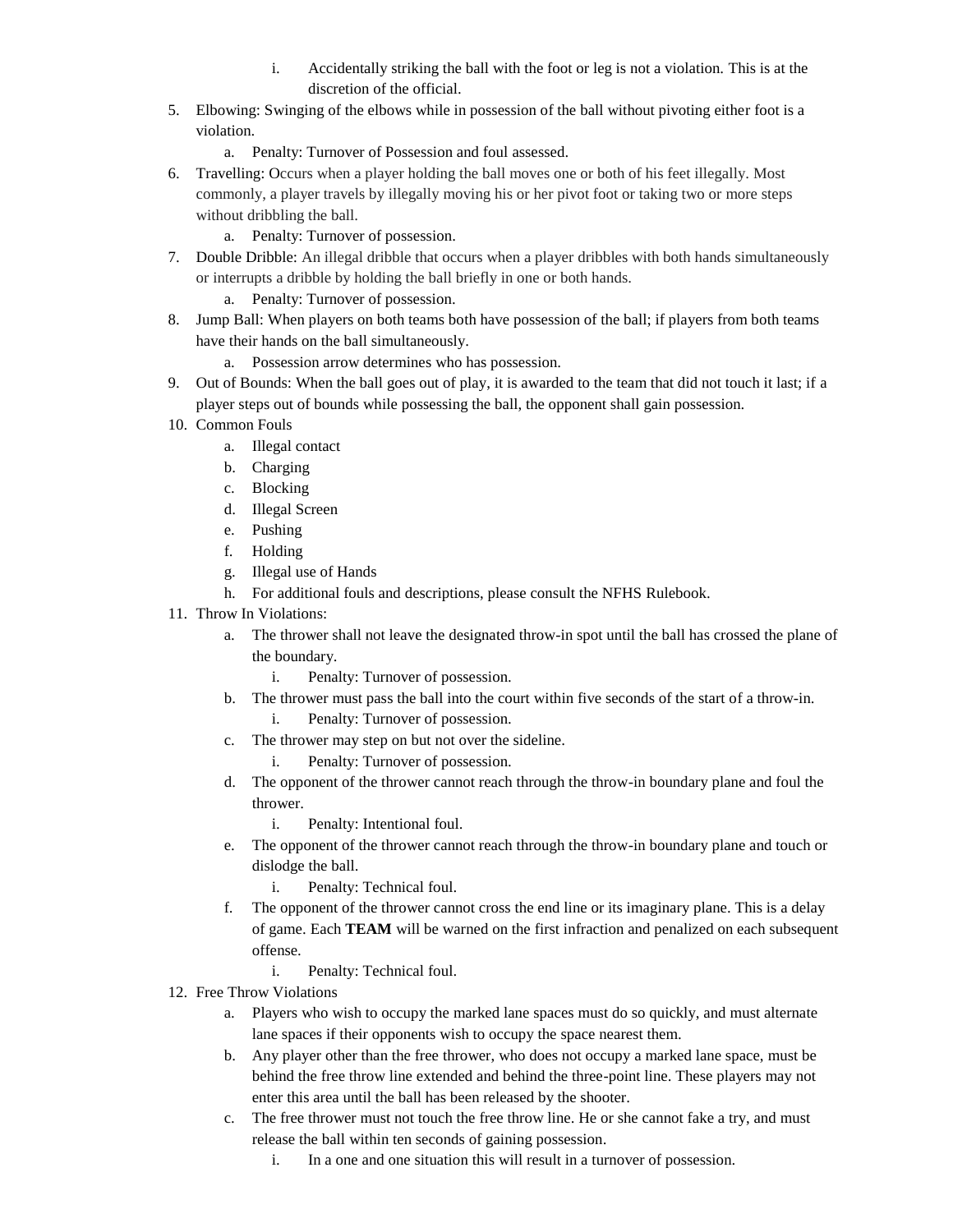- i. Accidentally striking the ball with the foot or leg is not a violation. This is at the discretion of the official.

5. Elbowing: Swinging of the elbows while in possession of the ball without pivoting either foot is a violation.
   - a. Penalty: Turnover of Possession and foul assessed.
6. Travelling: Occurs when a player holding the ball moves one or both of his feet illegally. Most commonly, a player travels by illegally moving his or her pivot foot or taking two or more steps without dribbling the ball.
   - a. Penalty: Turnover of possession.
7. Double Dribble: An illegal dribble that occurs when a player dribbles with both hands simultaneously or interrupts a dribble by holding the ball briefly in one or both hands.
   - a. Penalty: Turnover of possession.
8. Jump Ball: When players on both teams both have possession of the ball; if players from both teams have their hands on the ball simultaneously.
   - a. Possession arrow determines who has possession.
9. Out of Bounds: When the ball goes out of play, it is awarded to the team that did not touch it last; if a player steps out of bounds while possessing the ball, the opponent shall gain possession.
10. Common Fouls
    - a. Illegal contact
    - b. Charging
    - c. Blocking
    - d. Illegal Screen
    - e. Pushing
    - f. Holding
    - g. Illegal use of Hands
    - h. For additional fouls and descriptions, please consult the NFHS Rulebook.
11. Throw In Violations:
    - a. The thrower shall not leave the designated throw-in spot until the ball has crossed the plane of the boundary.
      - i. Penalty: Turnover of possession.
    - b. The thrower must pass the ball into the court within five seconds of the start of a throw-in.
      - i. Penalty: Turnover of possession.
    - c. The thrower may step on but not over the sideline.
      - i. Penalty: Turnover of possession.
    - d. The opponent of the thrower cannot reach through the throw-in boundary plane and foul the thrower.
      - i. Penalty: Intentional foul.
    - e. The opponent of the thrower cannot reach through the throw-in boundary plane and touch or dislodge the ball.
      - i. Penalty: Technical foul.
    - f. The opponent of the thrower cannot cross the end line or its imaginary plane. This is a delay of game. Each **TEAM** will be warned on the first infraction and penalized on each subsequent offense.
      - i. Penalty: Technical foul.
12. Free Throw Violations
    - a. Players who wish to occupy the marked lane spaces must do so quickly, and must alternate lane spaces if their opponents wish to occupy the space nearest them.
    - b. Any player other than the free thrower, who does not occupy a marked lane space, must be behind the free throw line extended and behind the three-point line. These players may not enter this area until the ball has been released by the shooter.
    - c. The free thrower must not touch the free throw line. He or she cannot fake a try, and must release the ball within ten seconds of gaining possession.
      - i. In a one and one situation this will result in a turnover of possession.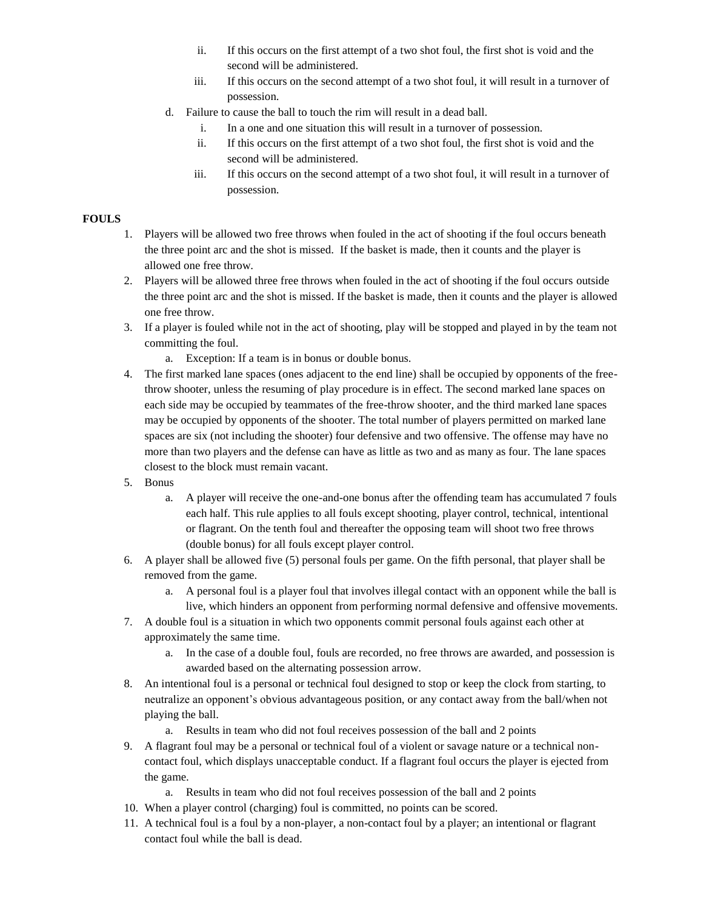ii. If this occurs on the first attempt of a two shot foul, the first shot is void and the second will be administered.
   iii. If this occurs on the second attempt of a two shot foul, it will result in a turnover of possession.

d. Failure to cause the ball to touch the rim will result in a dead ball.
   i. In a one and one situation this will result in a turnover of possession.
   ii. If this occurs on the first attempt of a two shot foul, the first shot is void and the second will be administered.
   iii. If this occurs on the second attempt of a two shot foul, it will result in a turnover of possession.

**FOULS**

1. Players will be allowed two free throws when fouled in the act of shooting if the foul occurs beneath the three point arc and the shot is missed. If the basket is made, then it counts and the player is allowed one free throw.
2. Players will be allowed three free throws when fouled in the act of shooting if the foul occurs outside the three point arc and the shot is missed. If the basket is made, then it counts and the player is allowed one free throw.
3. If a player is fouled while not in the act of shooting, play will be stopped and played in by the team not committing the foul.
   a. Exception: If a team is in bonus or double bonus.
4. The first marked lane spaces (ones adjacent to the end line) shall be occupied by opponents of the free-throw shooter, unless the resuming of play procedure is in effect. The second marked lane spaces on each side may be occupied by teammates of the free-throw shooter, and the third marked lane spaces may be occupied by opponents of the shooter. The total number of players permitted on marked lane spaces are six (not including the shooter) four defensive and two offensive. The offense may have no more than two players and the defense can have as little as two and as many as four. The lane spaces closest to the block must remain vacant.
5. Bonus
   a. A player will receive the one-and-one bonus after the offending team has accumulated 7 fouls each half. This rule applies to all fouls except shooting, player control, technical, intentional or flagrant. On the tenth foul and thereafter the opposing team will shoot two free throws (double bonus) for all fouls except player control.
6. A player shall be allowed five (5) personal fouls per game. On the fifth personal, that player shall be removed from the game.
   a. A personal foul is a player foul that involves illegal contact with an opponent while the ball is live, which hinders an opponent from performing normal defensive and offensive movements.
7. A double foul is a situation in which two opponents commit personal fouls against each other at approximately the same time.
   a. In the case of a double foul, fouls are recorded, no free throws are awarded, and possession is awarded based on the alternating possession arrow.
8. An intentional foul is a personal or technical foul designed to stop or keep the clock from starting, to neutralize an opponent's obvious advantageous position, or any contact away from the ball/when not playing the ball.
   a. Results in team who did not foul receives possession of the ball and 2 points
9. A flagrant foul may be a personal or technical foul of a violent or savage nature or a technical non-contact foul, which displays unacceptable conduct. If a flagrant foul occurs the player is ejected from the game.
   a. Results in team who did not foul receives possession of the ball and 2 points
10. When a player control (charging) foul is committed, no points can be scored.
11. A technical foul is a foul by a non-player, a non-contact foul by a player; an intentional or flagrant contact foul while the ball is dead.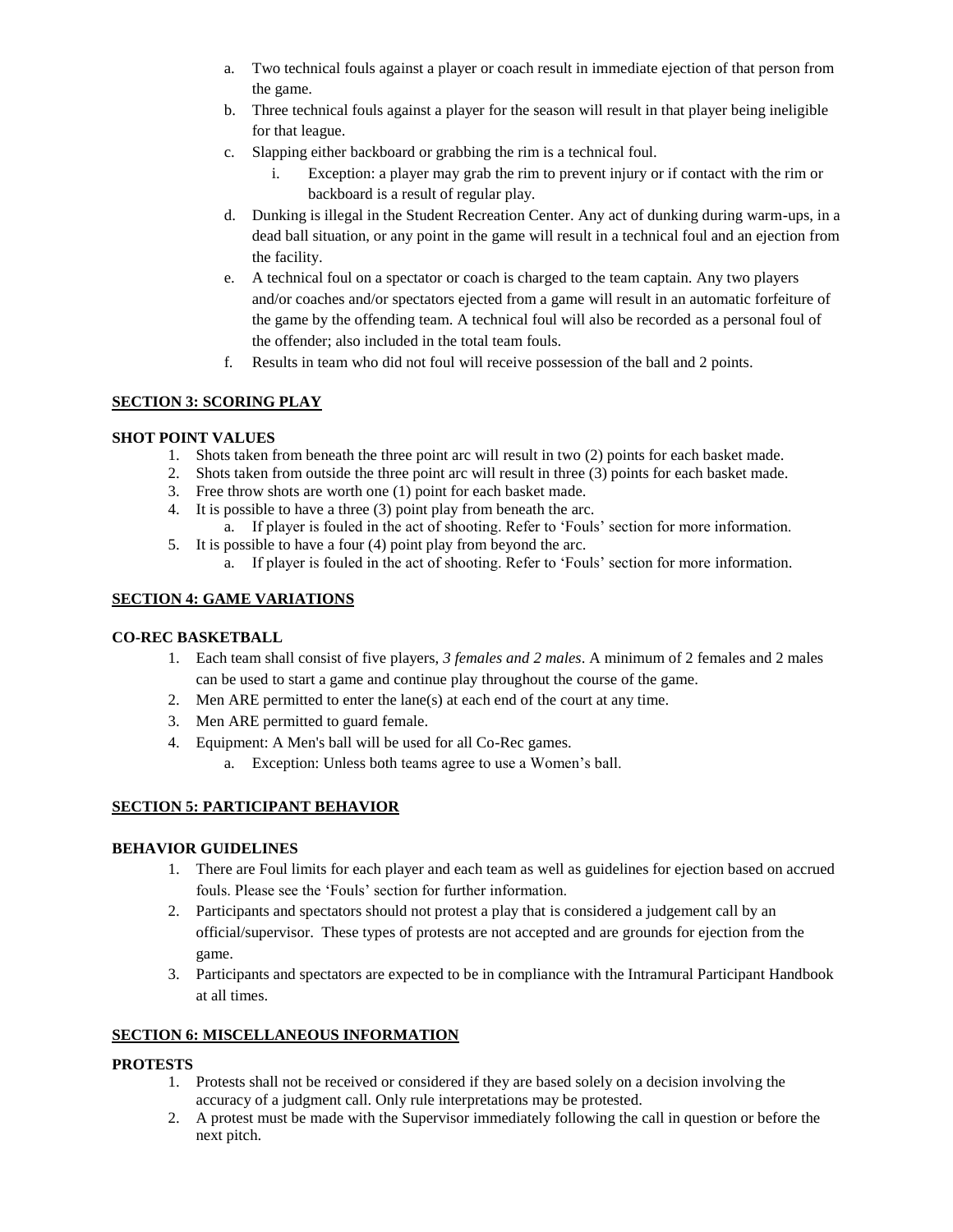a. Two technical fouls against a player or coach result in immediate ejection of that person from the game.
b. Three technical fouls against a player for the season will result in that player being ineligible for that league.
c. Slapping either backboard or grabbing the rim is a technical foul.
    i. Exception: a player may grab the rim to prevent injury or if contact with the rim or backboard is a result of regular play.
d. Dunking is illegal in the Student Recreation Center. Any act of dunking during warm-ups, in a dead ball situation, or any point in the game will result in a technical foul and an ejection from the facility.
e. A technical foul on a spectator or coach is charged to the team captain. Any two players and/or coaches and/or spectators ejected from a game will result in an automatic forfeiture of the game by the offending team. A technical foul will also be recorded as a personal foul of the offender; also included in the total team fouls.
f. Results in team who did not foul will receive possession of the ball and 2 points.

## SECTION 3: SCORING PLAY

### SHOT POINT VALUES

1. Shots taken from beneath the three point arc will result in two (2) points for each basket made.
2. Shots taken from outside the three point arc will result in three (3) points for each basket made.
3. Free throw shots are worth one (1) point for each basket made.
4. It is possible to have a three (3) point play from beneath the arc.
    a. If player is fouled in the act of shooting. Refer to 'Fouls' section for more information.
5. It is possible to have a four (4) point play from beyond the arc.
    a. If player is fouled in the act of shooting. Refer to 'Fouls' section for more information.

## SECTION 4: GAME VARIATIONS

### CO-REC BASKETBALL

1. Each team shall consist of five players, *3 females and 2 males*. A minimum of 2 females and 2 males can be used to start a game and continue play throughout the course of the game.
2. Men ARE permitted to enter the lane(s) at each end of the court at any time.
3. Men ARE permitted to guard female.
4. Equipment: A Men's ball will be used for all Co-Rec games.
    a. Exception: Unless both teams agree to use a Women's ball.

## SECTION 5: PARTICIPANT BEHAVIOR

### BEHAVIOR GUIDELINES

1. There are Foul limits for each player and each team as well as guidelines for ejection based on accrued fouls. Please see the 'Fouls' section for further information.
2. Participants and spectators should not protest a play that is considered a judgement call by an official/supervisor. These types of protests are not accepted and are grounds for ejection from the game.
3. Participants and spectators are expected to be in compliance with the Intramural Participant Handbook at all times.

## SECTION 6: MISCELLANEOUS INFORMATION

### PROTESTS

1. Protests shall not be received or considered if they are based solely on a decision involving the accuracy of a judgment call. Only rule interpretations may be protested.
2. A protest must be made with the Supervisor immediately following the call in question or before the next pitch.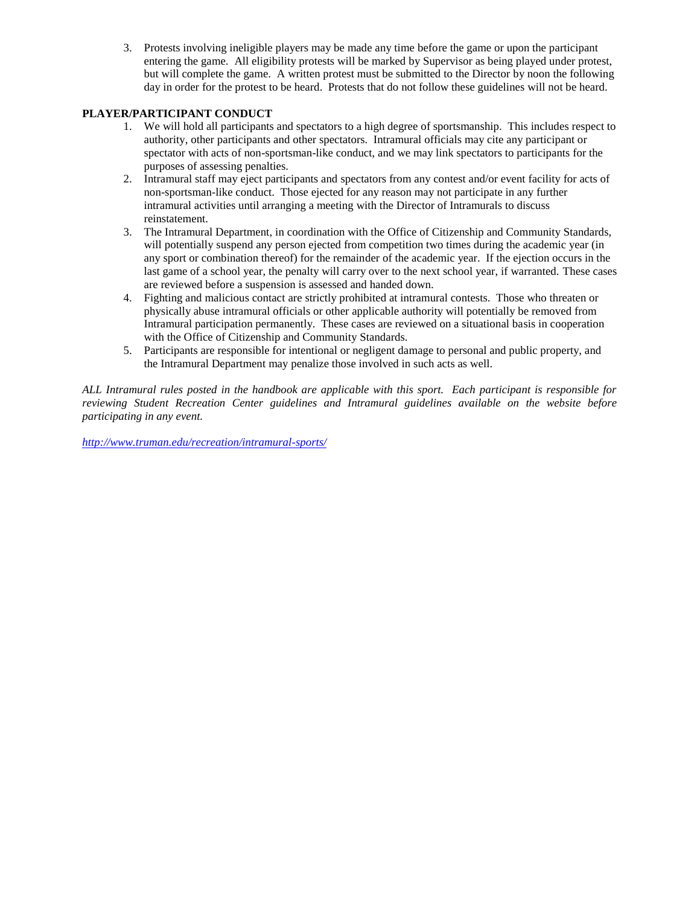3. Protests involving ineligible players may be made any time before the game or upon the participant entering the game. All eligibility protests will be marked by Supervisor as being played under protest, but will complete the game. A written protest must be submitted to the Director by noon the following day in order for the protest to be heard. Protests that do not follow these guidelines will not be heard.

**PLAYER/PARTICIPANT CONDUCT**

1. We will hold all participants and spectators to a high degree of sportsmanship. This includes respect to authority, other participants and other spectators. Intramural officials may cite any participant or spectator with acts of non-sportsman-like conduct, and we may link spectators to participants for the purposes of assessing penalties.
2. Intramural staff may eject participants and spectators from any contest and/or event facility for acts of non-sportsman-like conduct. Those ejected for any reason may not participate in any further intramural activities until arranging a meeting with the Director of Intramurals to discuss reinstatement.
3. The Intramural Department, in coordination with the Office of Citizenship and Community Standards, will potentially suspend any person ejected from competition two times during the academic year (in any sport or combination thereof) for the remainder of the academic year. If the ejection occurs in the last game of a school year, the penalty will carry over to the next school year, if warranted. These cases are reviewed before a suspension is assessed and handed down.
4. Fighting and malicious contact are strictly prohibited at intramural contests. Those who threaten or physically abuse intramural officials or other applicable authority will potentially be removed from Intramural participation permanently. These cases are reviewed on a situational basis in cooperation with the Office of Citizenship and Community Standards.
5. Participants are responsible for intentional or negligent damage to personal and public property, and the Intramural Department may penalize those involved in such acts as well.

*ALL Intramural rules posted in the handbook are applicable with this sport. Each participant is responsible for reviewing Student Recreation Center guidelines and Intramural guidelines available on the website before participating in any event.*

*http://www.truman.edu/recreation/intramural-sports/*